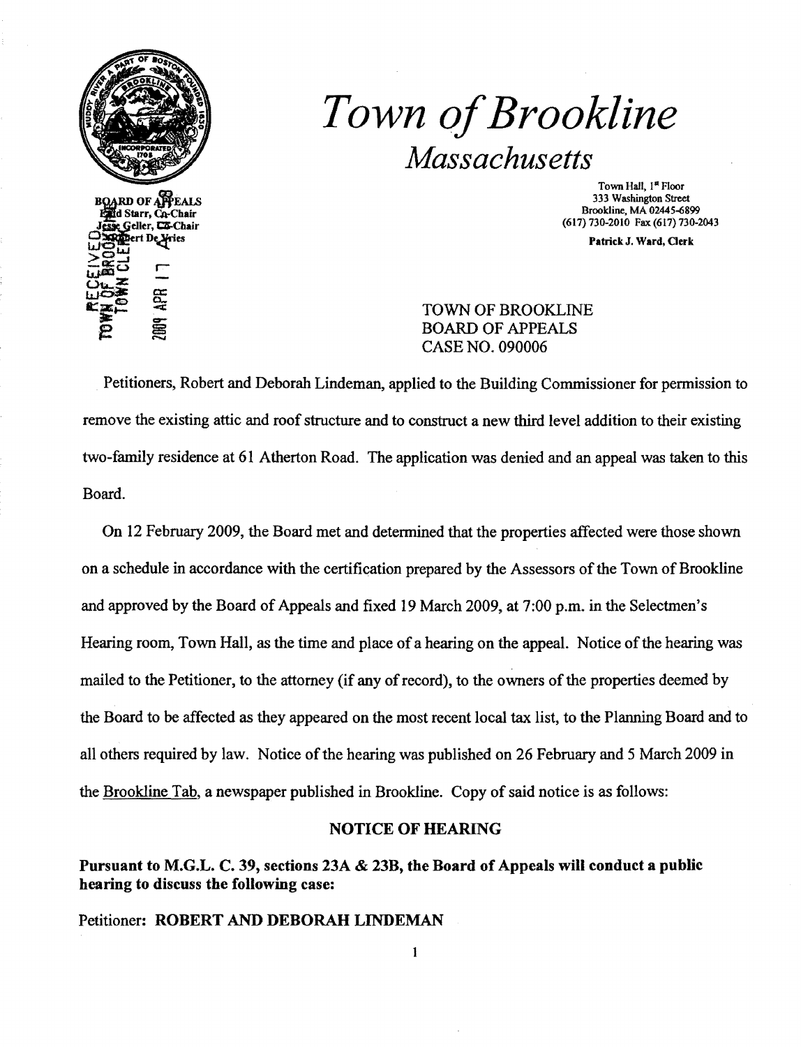# Town of Brookline

## Massachusetts

BOARD OF APPEALS
Enid Starr, Co-Chair
Jesse Geller, Co-Chair
Robert De Vries

RECEIVED
TOWN OF BROOKLINE
TOWN CLERK
2009 APR 17

Town Hall, 1st Floor
333 Washington Street
Brookline, MA 02445-6899
(617) 730-2010 Fax (617) 730-2043

**Patrick J. Ward, Clerk**

TOWN OF BROOKLINE
BOARD OF APPEALS
CASE NO. 090006

Petitioners, Robert and Deborah Lindeman, applied to the Building Commissioner for permission to remove the existing attic and roof structure and to construct a new third level addition to their existing two-family residence at 61 Atherton Road. The application was denied and an appeal was taken to this Board.

On 12 February 2009, the Board met and determined that the properties affected were those shown on a schedule in accordance with the certification prepared by the Assessors of the Town of Brookline and approved by the Board of Appeals and fixed 19 March 2009, at 7:00 p.m. in the Selectmen's Hearing room, Town Hall, as the time and place of a hearing on the appeal. Notice of the hearing was mailed to the Petitioner, to the attorney (if any of record), to the owners of the properties deemed by the Board to be affected as they appeared on the most recent local tax list, to the Planning Board and to all others required by law. Notice of the hearing was published on 26 February and 5 March 2009 in the Brookline Tab, a newspaper published in Brookline. Copy of said notice is as follows:

**NOTICE OF HEARING**

**Pursuant to M.G.L. C. 39, sections 23A & 23B, the Board of Appeals will conduct a public hearing to discuss the following case:**

Petitioner: **ROBERT AND DEBORAH LINDEMAN**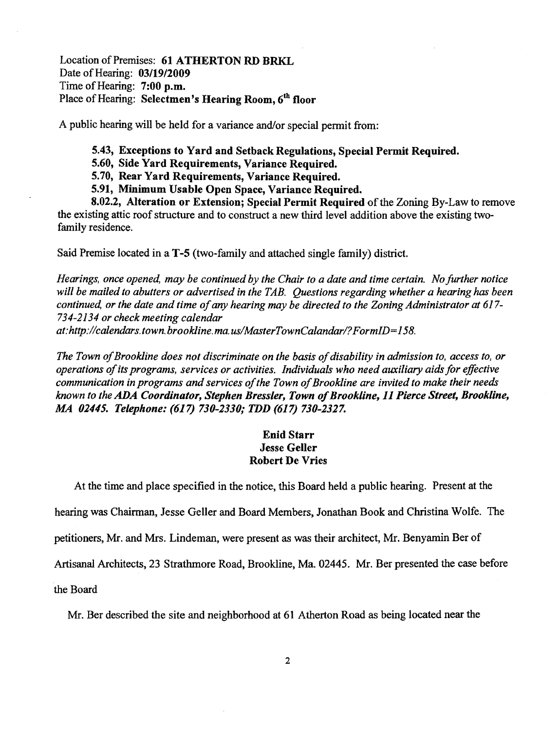Location of Premises: **61 ATHERTON RD BRKL**
Date of Hearing: **03/19/2009**
Time of Hearing: **7:00 p.m.**
Place of Hearing: **Selectmen's Hearing Room, 6th floor**

A public hearing will be held for a variance and/or special permit from:

**5.43, Exceptions to Yard and Setback Regulations, Special Permit Required.**
**5.60, Side Yard Requirements, Variance Required.**
**5.70, Rear Yard Requirements, Variance Required.**
**5.91, Minimum Usable Open Space, Variance Required.**
**8.02.2, Alteration or Extension; Special Permit Required** of the Zoning By-Law to remove the existing attic roof structure and to construct a new third level addition above the existing two-family residence.

Said Premise located in a **T-5** (two-family and attached single family) district.

*Hearings, once opened, may be continued by the Chair to a date and time certain. No further notice will be mailed to abutters or advertised in the TAB. Questions regarding whether a hearing has been continued, or the date and time of any hearing may be directed to the Zoning Administrator at 617-734-2134 or check meeting calendar at:http://calendars.town.brookline.ma.us/MasterTownCalandar/?FormID=158.*

*The Town of Brookline does not discriminate on the basis of disability in admission to, access to, or operations of its programs, services or activities. Individuals who need auxiliary aids for effective communication in programs and services of the Town of Brookline are invited to make their needs known to the* ***ADA Coordinator, Stephen Bressler, Town of Brookline, 11 Pierce Street, Brookline, MA 02445. Telephone: (617) 730-2330; TDD (617) 730-2327.***

**Enid Starr**
**Jesse Geller**
**Robert De Vries**

At the time and place specified in the notice, this Board held a public hearing. Present at the hearing was Chairman, Jesse Geller and Board Members, Jonathan Book and Christina Wolfe. The petitioners, Mr. and Mrs. Lindeman, were present as was their architect, Mr. Benyamin Ber of Artisanal Architects, 23 Strathmore Road, Brookline, Ma. 02445. Mr. Ber presented the case before the Board

Mr. Ber described the site and neighborhood at 61 Atherton Road as being located near the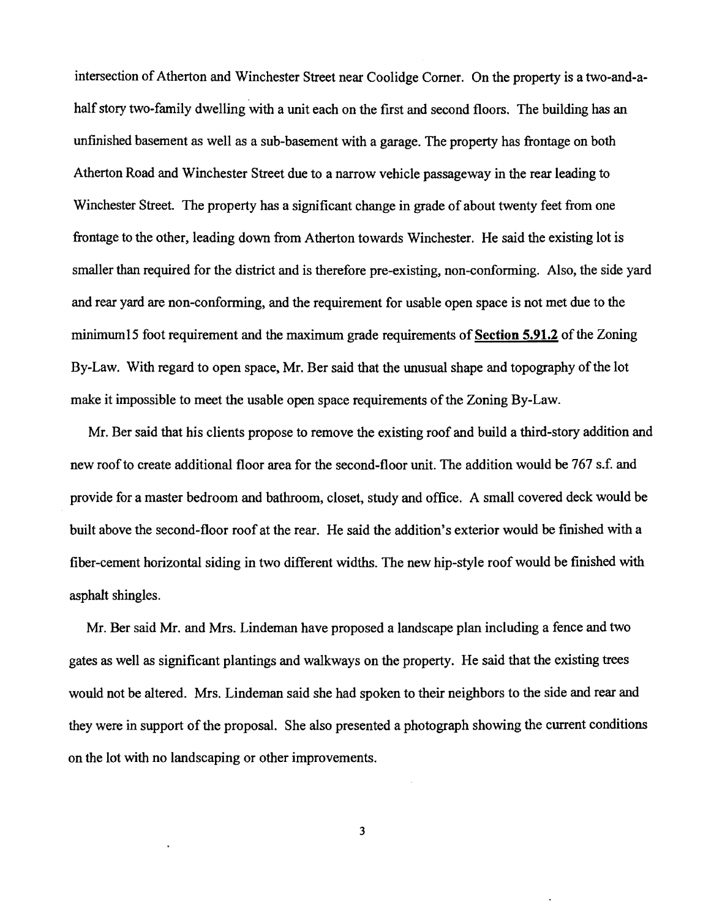intersection of Atherton and Winchester Street near Coolidge Corner. On the property is a two-and-a-half story two-family dwelling with a unit each on the first and second floors. The building has an unfinished basement as well as a sub-basement with a garage. The property has frontage on both Atherton Road and Winchester Street due to a narrow vehicle passageway in the rear leading to Winchester Street. The property has a significant change in grade of about twenty feet from one frontage to the other, leading down from Atherton towards Winchester. He said the existing lot is smaller than required for the district and is therefore pre-existing, non-conforming. Also, the side yard and rear yard are non-conforming, and the requirement for usable open space is not met due to the minimum15 foot requirement and the maximum grade requirements of **Section 5.91.2** of the Zoning By-Law. With regard to open space, Mr. Ber said that the unusual shape and topography of the lot make it impossible to meet the usable open space requirements of the Zoning By-Law.

Mr. Ber said that his clients propose to remove the existing roof and build a third-story addition and new roof to create additional floor area for the second-floor unit. The addition would be 767 s.f. and provide for a master bedroom and bathroom, closet, study and office. A small covered deck would be built above the second-floor roof at the rear. He said the addition's exterior would be finished with a fiber-cement horizontal siding in two different widths. The new hip-style roof would be finished with asphalt shingles.

Mr. Ber said Mr. and Mrs. Lindeman have proposed a landscape plan including a fence and two gates as well as significant plantings and walkways on the property. He said that the existing trees would not be altered. Mrs. Lindeman said she had spoken to their neighbors to the side and rear and they were in support of the proposal. She also presented a photograph showing the current conditions on the lot with no landscaping or other improvements.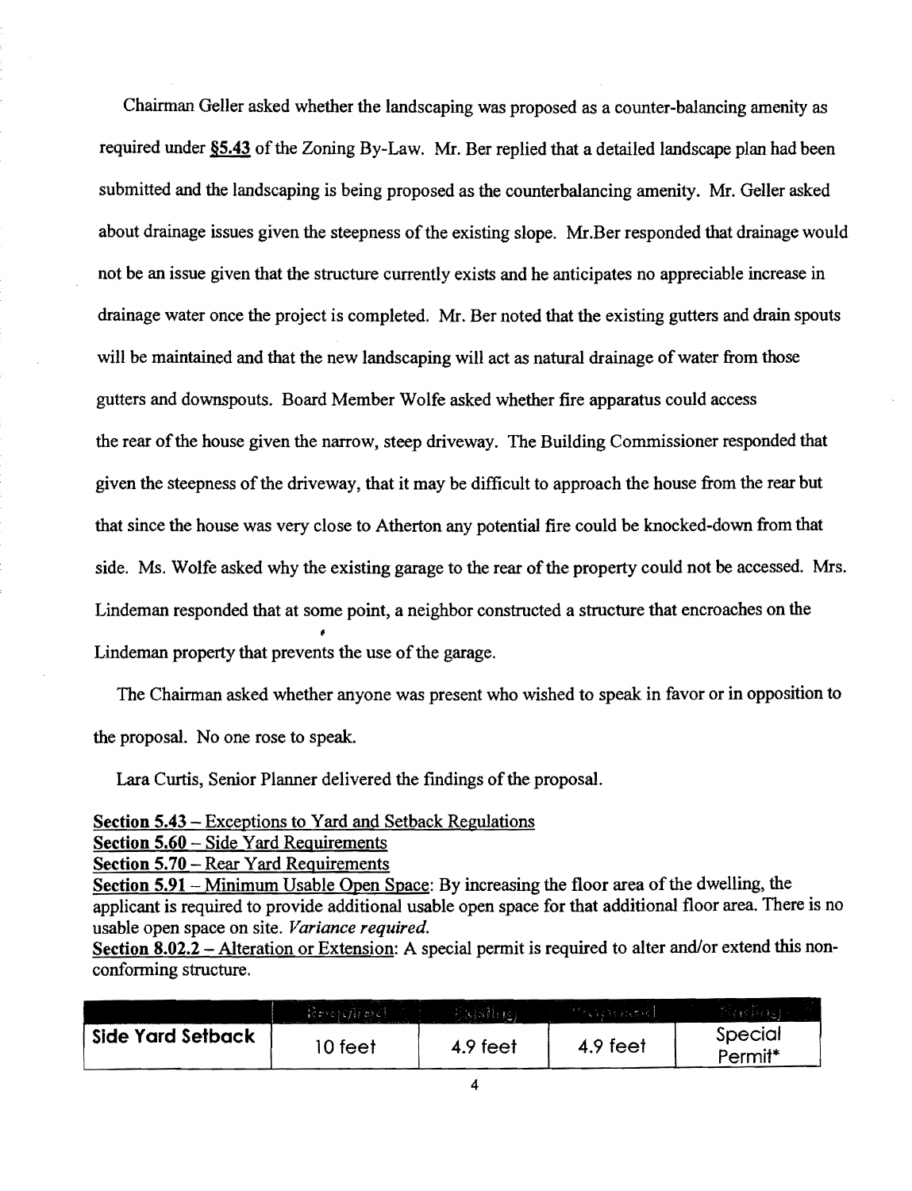Chairman Geller asked whether the landscaping was proposed as a counter-balancing amenity as required under §5.43 of the Zoning By-Law. Mr. Ber replied that a detailed landscape plan had been submitted and the landscaping is being proposed as the counterbalancing amenity. Mr. Geller asked about drainage issues given the steepness of the existing slope. Mr.Ber responded that drainage would not be an issue given that the structure currently exists and he anticipates no appreciable increase in drainage water once the project is completed. Mr. Ber noted that the existing gutters and drain spouts will be maintained and that the new landscaping will act as natural drainage of water from those gutters and downspouts. Board Member Wolfe asked whether fire apparatus could access the rear of the house given the narrow, steep driveway. The Building Commissioner responded that given the steepness of the driveway, that it may be difficult to approach the house from the rear but that since the house was very close to Atherton any potential fire could be knocked-down from that side. Ms. Wolfe asked why the existing garage to the rear of the property could not be accessed. Mrs. Lindeman responded that at some point, a neighbor constructed a structure that encroaches on the Lindeman property that prevents the use of the garage.

The Chairman asked whether anyone was present who wished to speak in favor or in opposition to the proposal. No one rose to speak.

Lara Curtis, Senior Planner delivered the findings of the proposal.

**Section 5.43** – Exceptions to Yard and Setback Regulations
**Section 5.60** – Side Yard Requirements
**Section 5.70** – Rear Yard Requirements
**Section 5.91** – Minimum Usable Open Space: By increasing the floor area of the dwelling, the applicant is required to provide additional usable open space for that additional floor area. There is no usable open space on site. *Variance required.*
**Section 8.02.2** – Alteration or Extension: A special permit is required to alter and/or extend this non-conforming structure.

| | Required | Existing | Proposed | Finding |
|---|---|---|---|---|
| **Side Yard Setback** | 10 feet | 4.9 feet | 4.9 feet | Special Permit* |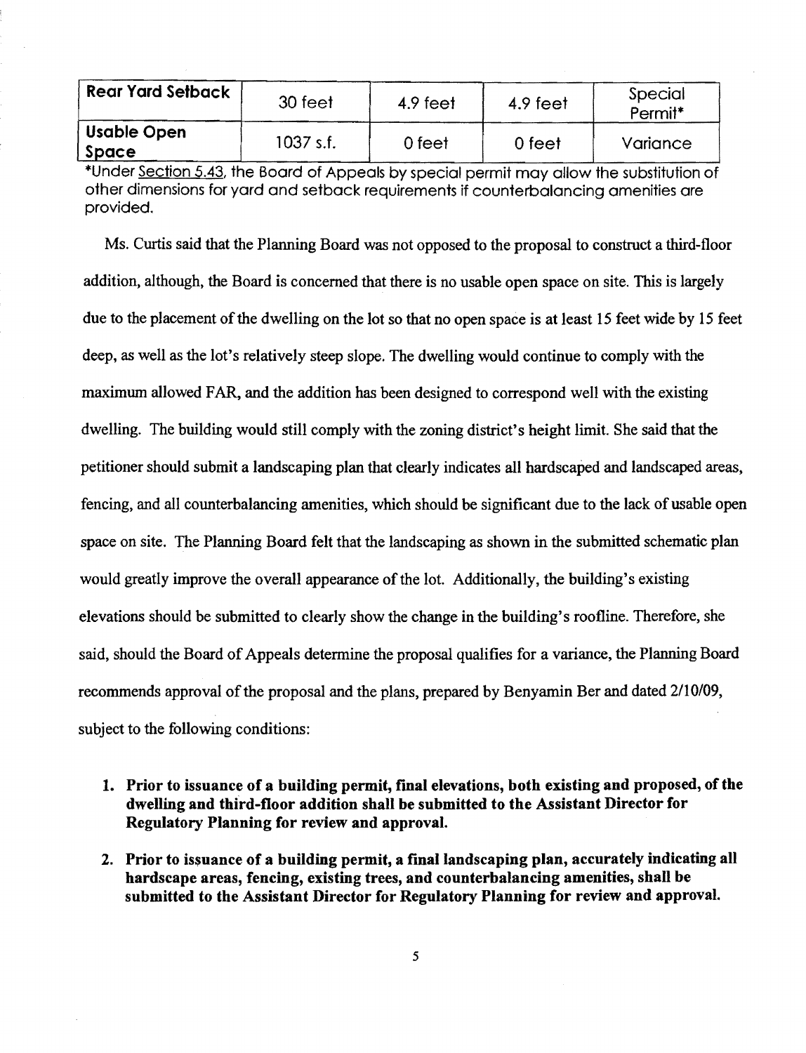| Rear Yard Setback | 30 feet | 4.9 feet | 4.9 feet | Special Permit* |
|---|---|---|---|---|
| Usable Open Space | 1037 s.f. | 0 feet | 0 feet | Variance |

*Under Section 5.43, the Board of Appeals by special permit may allow the substitution of other dimensions for yard and setback requirements if counterbalancing amenities are provided.

Ms. Curtis said that the Planning Board was not opposed to the proposal to construct a third-floor addition, although, the Board is concerned that there is no usable open space on site. This is largely due to the placement of the dwelling on the lot so that no open space is at least 15 feet wide by 15 feet deep, as well as the lot's relatively steep slope. The dwelling would continue to comply with the maximum allowed FAR, and the addition has been designed to correspond well with the existing dwelling. The building would still comply with the zoning district's height limit. She said that the petitioner should submit a landscaping plan that clearly indicates all hardscaped and landscaped areas, fencing, and all counterbalancing amenities, which should be significant due to the lack of usable open space on site. The Planning Board felt that the landscaping as shown in the submitted schematic plan would greatly improve the overall appearance of the lot. Additionally, the building's existing elevations should be submitted to clearly show the change in the building's roofline. Therefore, she said, should the Board of Appeals determine the proposal qualifies for a variance, the Planning Board recommends approval of the proposal and the plans, prepared by Benyamin Ber and dated 2/10/09, subject to the following conditions:

1. **Prior to issuance of a building permit, final elevations, both existing and proposed, of the dwelling and third-floor addition shall be submitted to the Assistant Director for Regulatory Planning for review and approval.**

2. **Prior to issuance of a building permit, a final landscaping plan, accurately indicating all hardscape areas, fencing, existing trees, and counterbalancing amenities, shall be submitted to the Assistant Director for Regulatory Planning for review and approval.**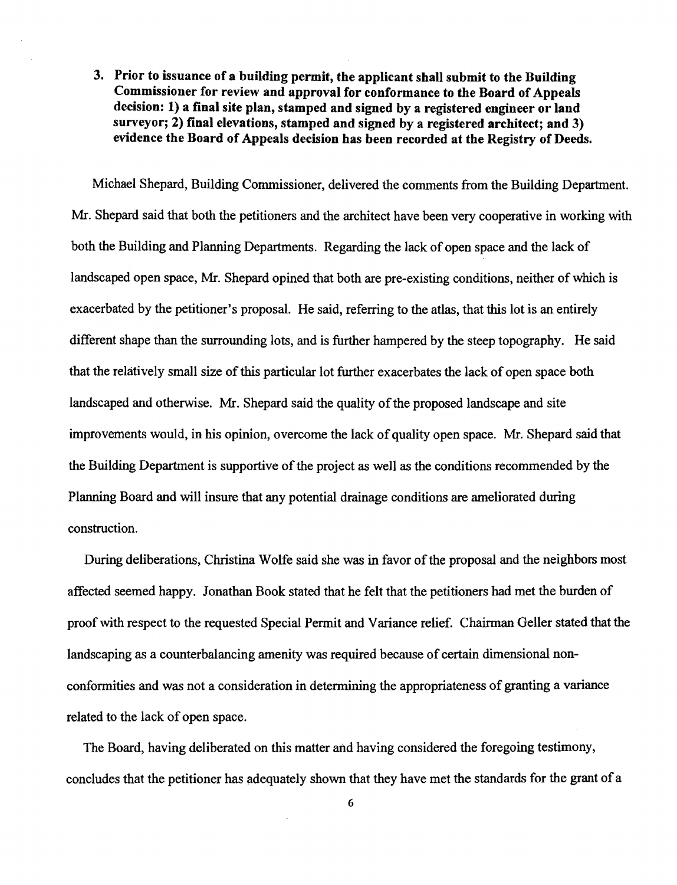3. **Prior to issuance of a building permit, the applicant shall submit to the Building Commissioner for review and approval for conformance to the Board of Appeals decision: 1) a final site plan, stamped and signed by a registered engineer or land surveyor; 2) final elevations, stamped and signed by a registered architect; and 3) evidence the Board of Appeals decision has been recorded at the Registry of Deeds.**

Michael Shepard, Building Commissioner, delivered the comments from the Building Department. Mr. Shepard said that both the petitioners and the architect have been very cooperative in working with both the Building and Planning Departments. Regarding the lack of open space and the lack of landscaped open space, Mr. Shepard opined that both are pre-existing conditions, neither of which is exacerbated by the petitioner's proposal. He said, referring to the atlas, that this lot is an entirely different shape than the surrounding lots, and is further hampered by the steep topography. He said that the relatively small size of this particular lot further exacerbates the lack of open space both landscaped and otherwise. Mr. Shepard said the quality of the proposed landscape and site improvements would, in his opinion, overcome the lack of quality open space. Mr. Shepard said that the Building Department is supportive of the project as well as the conditions recommended by the Planning Board and will insure that any potential drainage conditions are ameliorated during construction.

During deliberations, Christina Wolfe said she was in favor of the proposal and the neighbors most affected seemed happy. Jonathan Book stated that he felt that the petitioners had met the burden of proof with respect to the requested Special Permit and Variance relief. Chairman Geller stated that the landscaping as a counterbalancing amenity was required because of certain dimensional non-conformities and was not a consideration in determining the appropriateness of granting a variance related to the lack of open space.

The Board, having deliberated on this matter and having considered the foregoing testimony, concludes that the petitioner has adequately shown that they have met the standards for the grant of a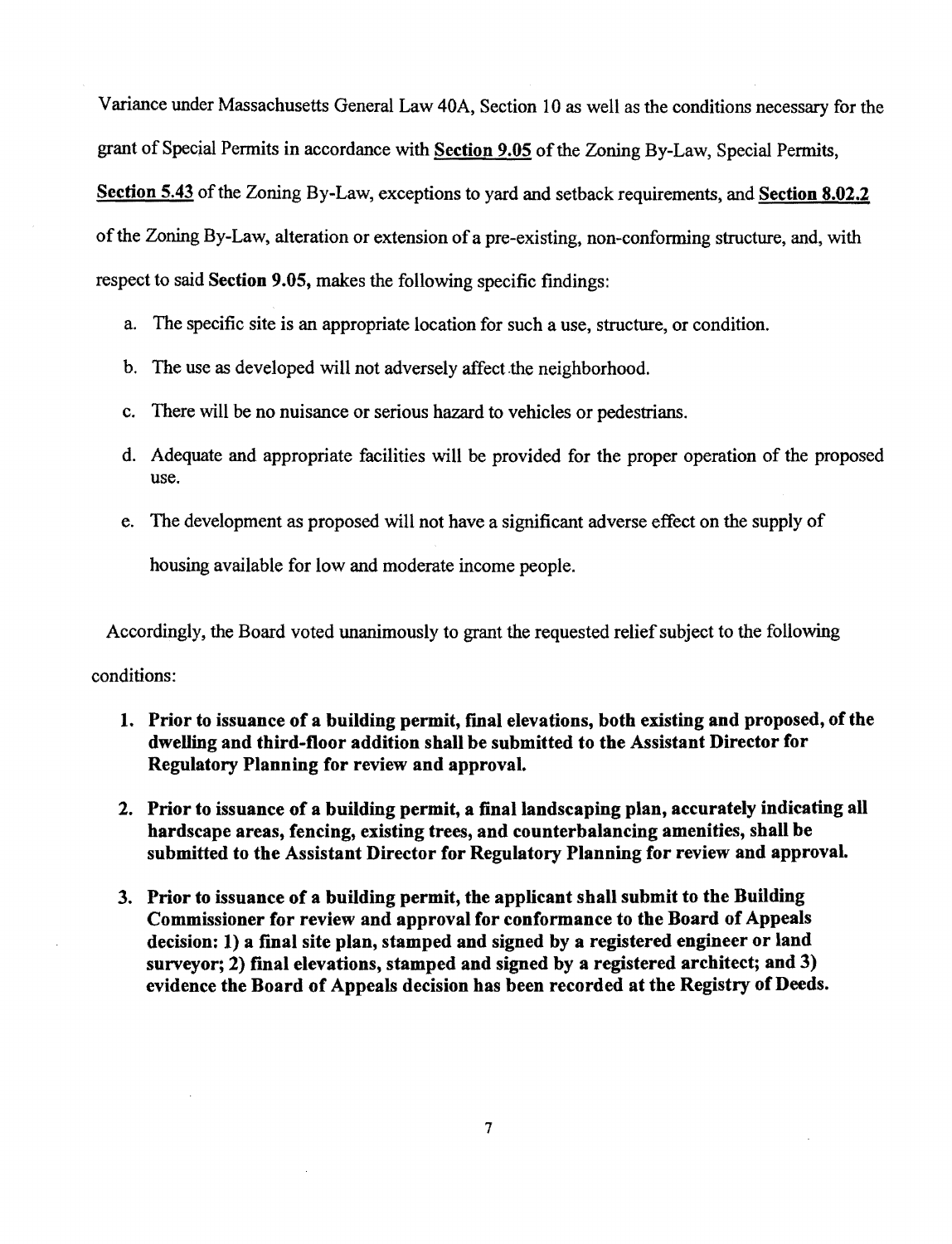Variance under Massachusetts General Law 40A, Section 10 as well as the conditions necessary for the grant of Special Permits in accordance with **Section 9.05** of the Zoning By-Law, Special Permits, **Section 5.43** of the Zoning By-Law, exceptions to yard and setback requirements, and **Section 8.02.2** of the Zoning By-Law, alteration or extension of a pre-existing, non-conforming structure, and, with respect to said **Section 9.05,** makes the following specific findings:

a. The specific site is an appropriate location for such a use, structure, or condition.

b. The use as developed will not adversely affect the neighborhood.

c. There will be no nuisance or serious hazard to vehicles or pedestrians.

d. Adequate and appropriate facilities will be provided for the proper operation of the proposed use.

e. The development as proposed will not have a significant adverse effect on the supply of housing available for low and moderate income people.

Accordingly, the Board voted unanimously to grant the requested relief subject to the following conditions:

1. **Prior to issuance of a building permit, final elevations, both existing and proposed, of the dwelling and third-floor addition shall be submitted to the Assistant Director for Regulatory Planning for review and approval.**

2. **Prior to issuance of a building permit, a final landscaping plan, accurately indicating all hardscape areas, fencing, existing trees, and counterbalancing amenities, shall be submitted to the Assistant Director for Regulatory Planning for review and approval.**

3. **Prior to issuance of a building permit, the applicant shall submit to the Building Commissioner for review and approval for conformance to the Board of Appeals decision: 1) a final site plan, stamped and signed by a registered engineer or land surveyor; 2) final elevations, stamped and signed by a registered architect; and 3) evidence the Board of Appeals decision has been recorded at the Registry of Deeds.**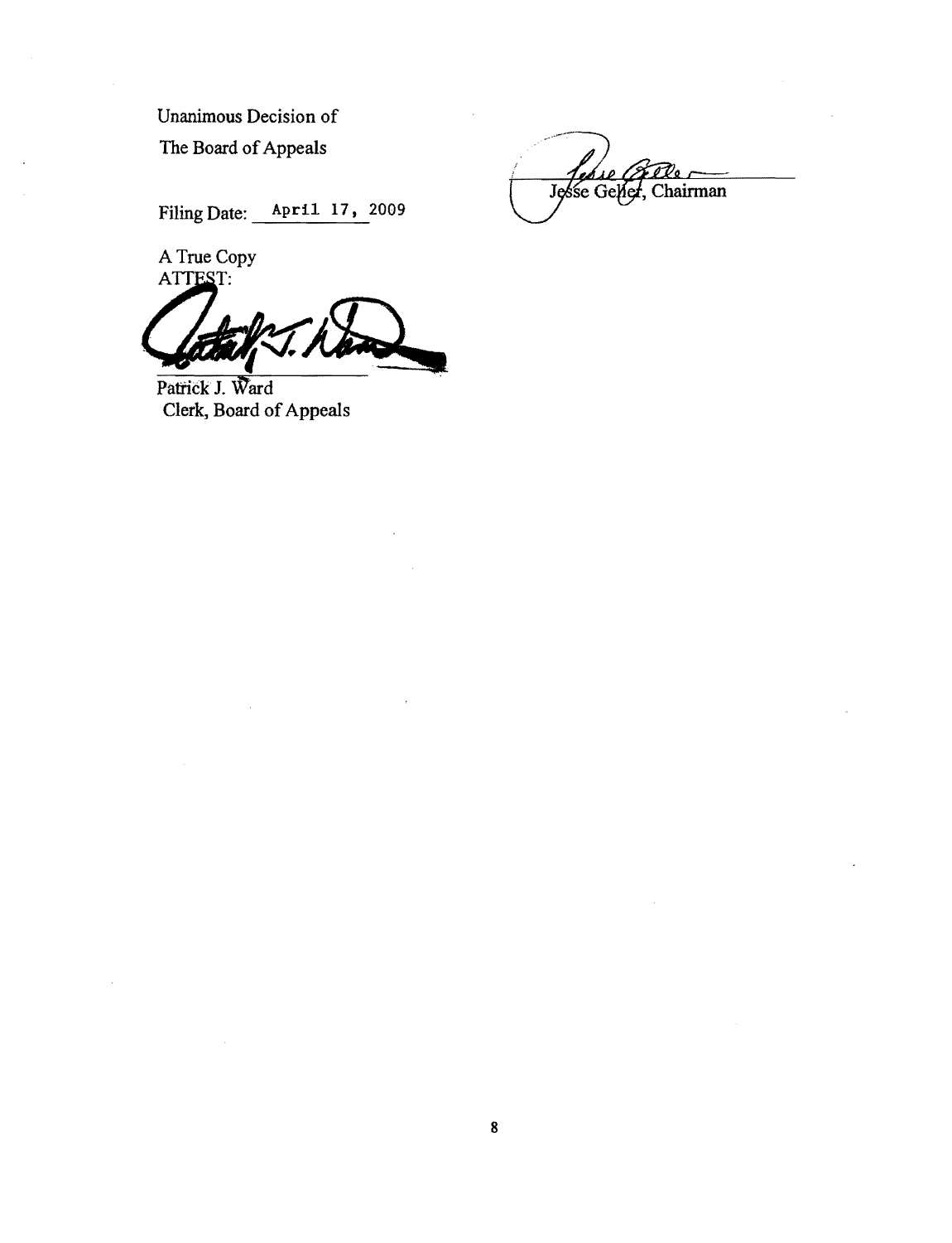Unanimous Decision of

The Board of Appeals

Jesse Geller, Chairman

Filing Date: April 17, 2009

A True Copy

ATTEST:

Patrick J. Ward

Clerk, Board of Appeals